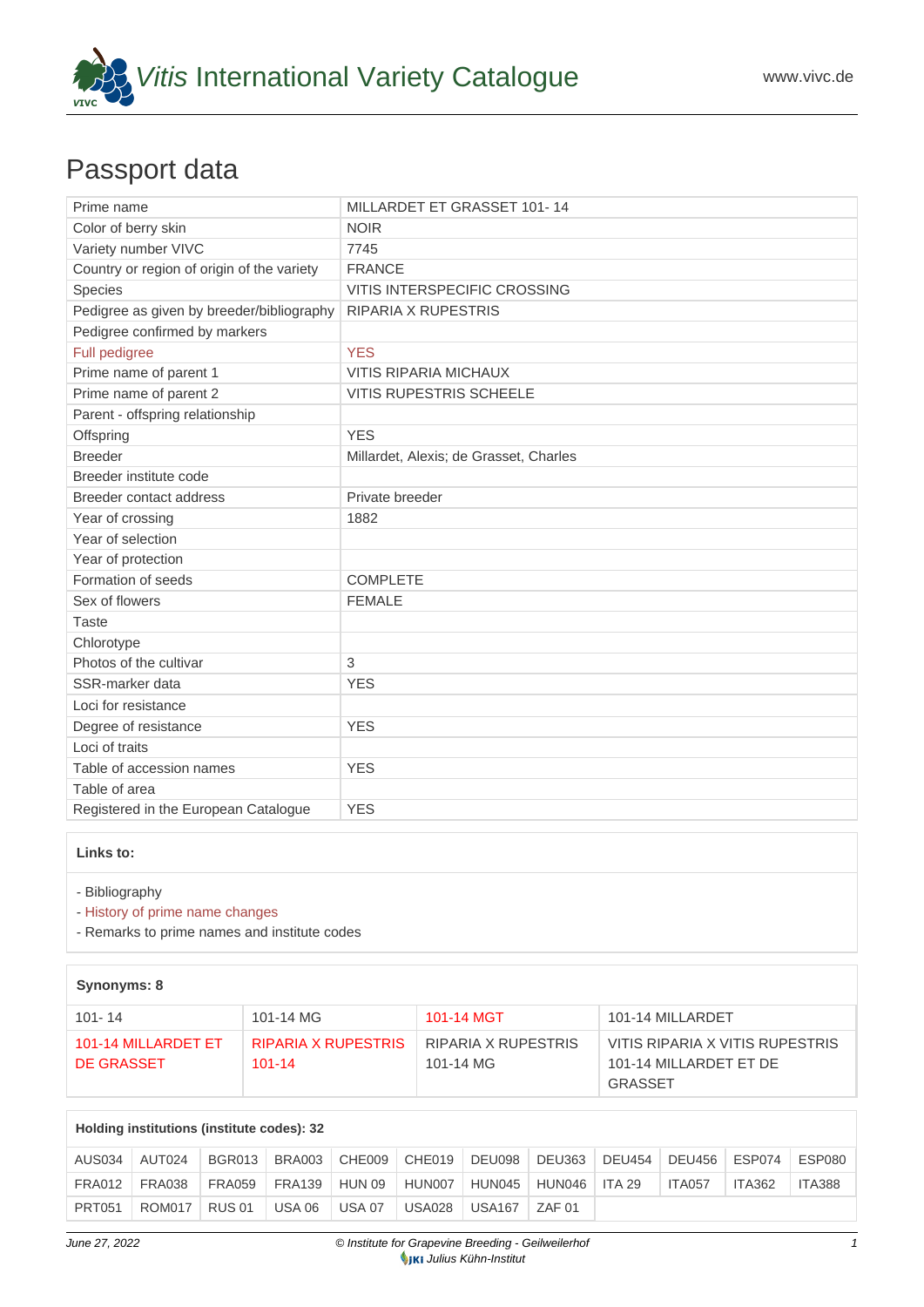*Vitis* International Variety Catalogue

www.vivc.de

# Passport data

| | |
|---|---|
| Prime name | MILLARDET ET GRASSET 101- 14 |
| Color of berry skin | NOIR |
| Variety number VIVC | 7745 |
| Country or region of origin of the variety | FRANCE |
| Species | VITIS INTERSPECIFIC CROSSING |
| Pedigree as given by breeder/bibliography | RIPARIA X RUPESTRIS |
| Pedigree confirmed by markers | |
| Full pedigree | YES |
| Prime name of parent 1 | VITIS RIPARIA MICHAUX |
| Prime name of parent 2 | VITIS RUPESTRIS SCHEELE |
| Parent - offspring relationship | |
| Offspring | YES |
| Breeder | Millardet, Alexis; de Grasset, Charles |
| Breeder institute code | |
| Breeder contact address | Private breeder |
| Year of crossing | 1882 |
| Year of selection | |
| Year of protection | |
| Formation of seeds | COMPLETE |
| Sex of flowers | FEMALE |
| Taste | |
| Chlorotype | |
| Photos of the cultivar | 3 |
| SSR-marker data | YES |
| Loci for resistance | |
| Degree of resistance | YES |
| Loci of traits | |
| Table of accession names | YES |
| Table of area | |
| Registered in the European Catalogue | YES |

**Links to:**

- Bibliography
- History of prime name changes
- Remarks to prime names and institute codes

**Synonyms: 8**

| | | | |
|---|---|---|---|
| 101- 14 | 101-14 MG | 101-14 MGT | 101-14 MILLARDET |
| 101-14 MILLARDET ET DE GRASSET | RIPARIA X RUPESTRIS 101-14 | RIPARIA X RUPESTRIS 101-14 MG | VITIS RIPARIA X VITIS RUPESTRIS 101-14 MILLARDET ET DE GRASSET |

**Holding institutions (institute codes): 32**

| | | | | | | | | | | | |
|---|---|---|---|---|---|---|---|---|---|---|---|
| AUS034 | AUT024 | BGR013 | BRA003 | CHE009 | CHE019 | DEU098 | DEU363 | DEU454 | DEU456 | ESP074 | ESP080 |
| FRA012 | FRA038 | FRA059 | FRA139 | HUN 09 | HUN007 | HUN045 | HUN046 | ITA 29 | ITA057 | ITA362 | ITA388 |
| PRT051 | ROM017 | RUS 01 | USA 06 | USA 07 | USA028 | USA167 | ZAF 01 | | | | |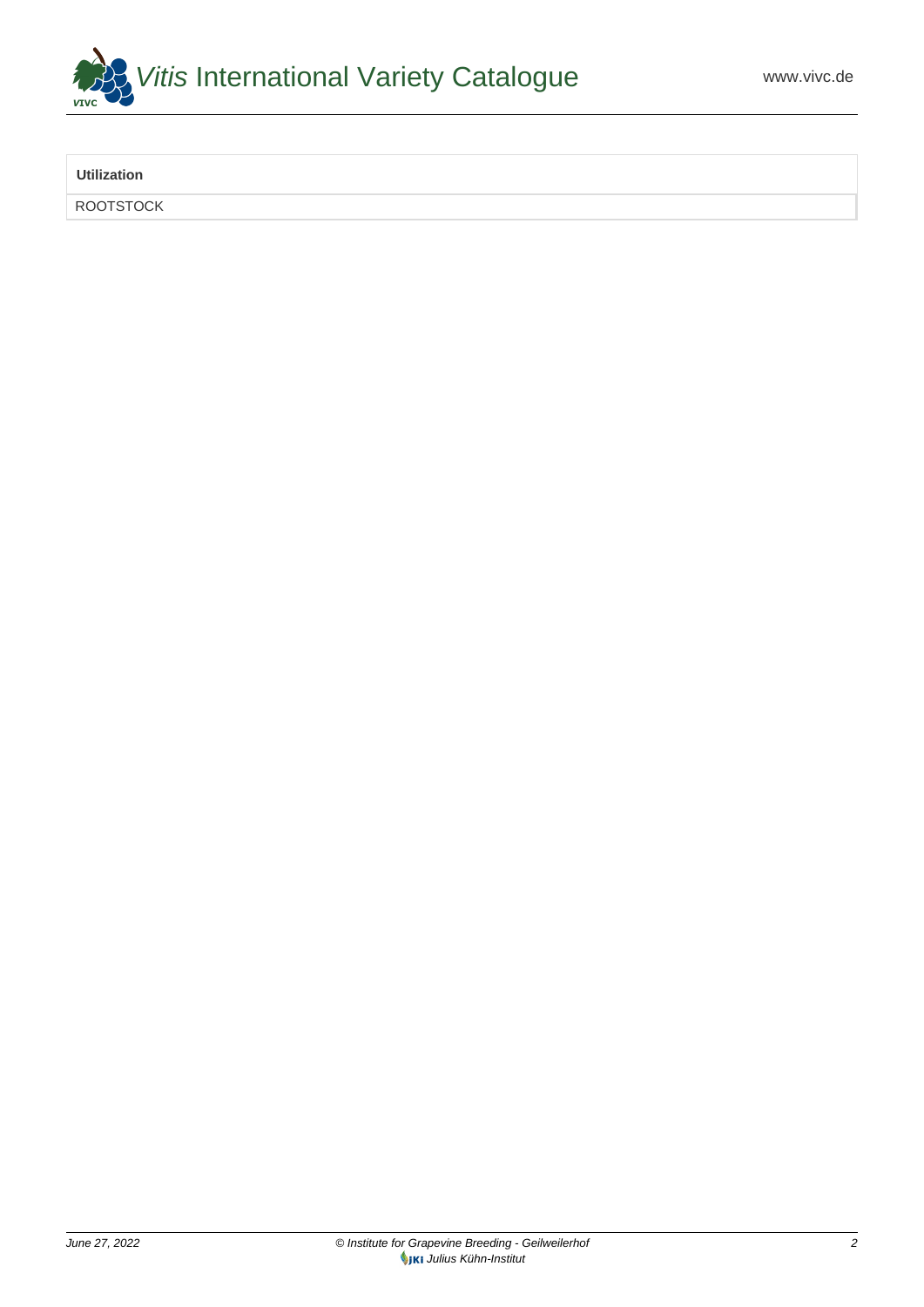| Utilization |
| --- |
| ROOTSTOCK |